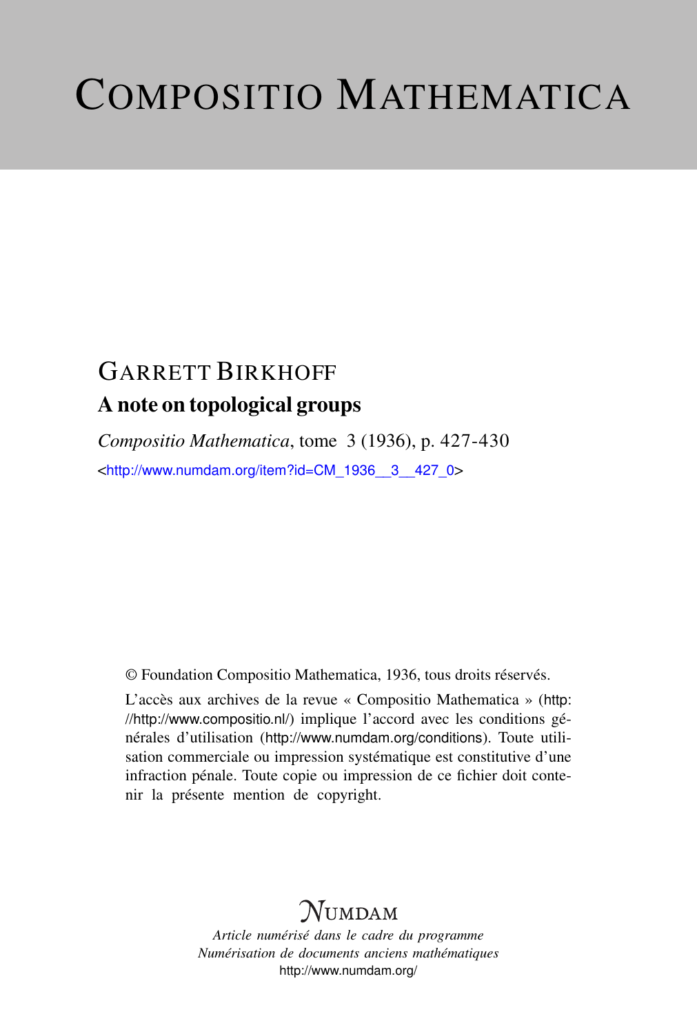# COMPOSITIO MATHEMATICA

## GARRETT BIRKHOFF

### A note on topological groups

*Compositio Mathematica*, tome 3 (1936), p. 427-430

<http://www.numdam.org/item?id=CM_1936__3__427_0>

© Foundation Compositio Mathematica, 1936, tous droits réservés.

L'accès aux archives de la revue « Compositio Mathematica » (http://http://www.compositio.nl/) implique l'accord avec les conditions générales d'utilisation (http://www.numdam.org/conditions). Toute utilisation commerciale ou impression systématique est constitutive d'une infraction pénale. Toute copie ou impression de ce fichier doit contenir la présente mention de copyright.

NUMDAM

*Article numérisé dans le cadre du programme*
*Numérisation de documents anciens mathématiques*
http://www.numdam.org/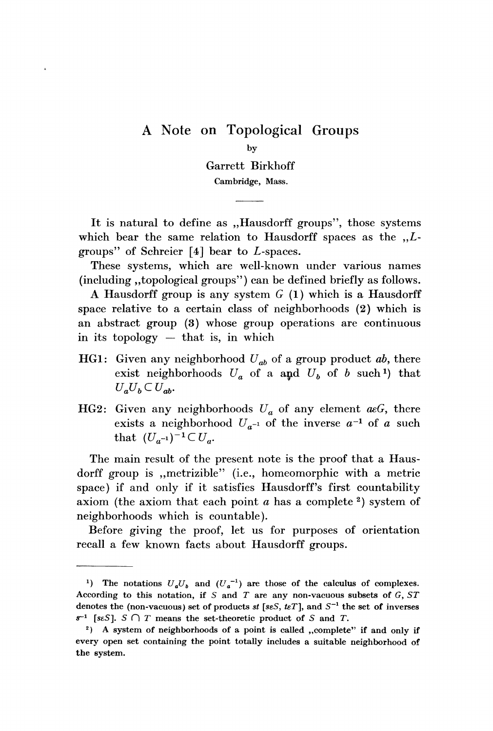# A Note on Topological Groups

by

Garrett Birkhoff

Cambridge, Mass.

---

It is natural to define as „Hausdorff groups", those systems which bear the same relation to Hausdorff spaces as the „$L$-groups" of Schreier [4] bear to $L$-spaces.

These systems, which are well-known under various names (including „topological groups") can be defined briefly as follows.

A Hausdorff group is any system $G$ (1) which is a Hausdorff space relative to a certain class of neighborhoods (2) which is an abstract group (3) whose group operations are continuous in its topology — that is, in which

HG1: Given any neighborhood $U_{ab}$ of a group product $ab$, there exist neighborhoods $U_a$ of $a$ and $U_b$ of $b$ such[1]) that $U_a U_b \subset U_{ab}$.

HG2: Given any neighborhoods $U_a$ of any element $a \varepsilon G$, there exists a neighborhood $U_{a^{-1}}$ of the inverse $a^{-1}$ of $a$ such that $(U_{a^{-1}})^{-1} \subset U_a$.

The main result of the present note is the proof that a Hausdorff group is „metrizible" (i.e., homeomorphic with a metric space) if and only if it satisfies Hausdorff's first countability axiom (the axiom that each point $a$ has a complete [2]) system of neighborhoods which is countable).

Before giving the proof, let us for purposes of orientation recall a few known facts about Hausdorff groups.

---

[1]) The notations $U_a U_b$ and $(U_a{}^{-1})$ are those of the calculus of complexes. According to this notation, if $S$ and $T$ are any non-vacuous subsets of $G$, $ST$ denotes the (non-vacuous) set of products $st$ [$s \varepsilon S$, $t \varepsilon T$], and $S^{-1}$ the set of inverses $s^{-1}$ [$s \varepsilon S$]. $S \cap T$ means the set-theoretic product of $S$ and $T$.

[2]) A system of neighborhoods of a point is called „complete" if and only if every open set containing the point totally includes a suitable neighborhood of the system.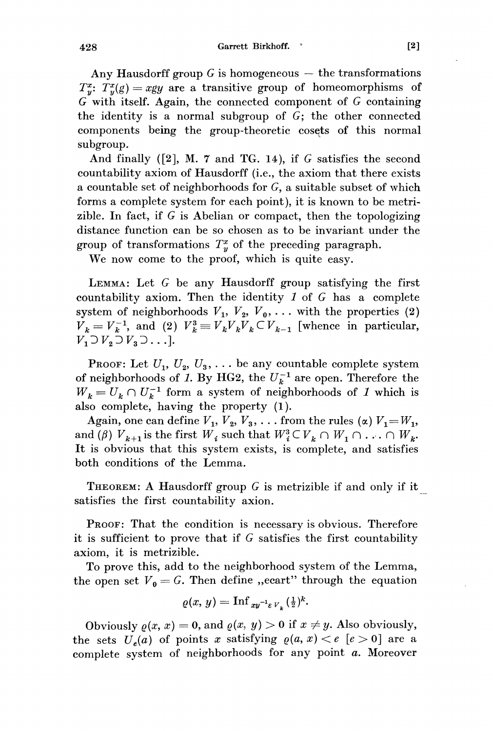Any Hausdorff group $G$ is homogeneous — the transformations $T_y^x$: $T_y^x(g) = xgy$ are a transitive group of homeomorphisms of $G$ with itself. Again, the connected component of $G$ containing the identity is a normal subgroup of $G$; the other connected components being the group-theoretic cosets of this normal subgroup.

And finally ([2], M. 7 and TG. 14), if $G$ satisfies the second countability axiom of Hausdorff (i.e., the axiom that there exists a countable set of neighborhoods for $G$, a suitable subset of which forms a complete system for each point), it is known to be metrizible. In fact, if $G$ is Abelian or compact, then the topologizing distance function can be so chosen as to be invariant under the group of transformations $T_y^x$ of the preceding paragraph.

We now come to the proof, which is quite easy.

LEMMA: Let $G$ be any Hausdorff group satisfying the first countability axiom. Then the identity $1$ of $G$ has a complete system of neighborhoods $V_1$, $V_2$, $V_0$, ... with the properties (2) $V_k = V_k^{-1}$, and (2) $V_k^3 \equiv V_k V_k V_k \subset V_{k-1}$ [whence in particular, $V_1 \supset V_2 \supset V_3 \supset \ldots$].

PROOF: Let $U_1$, $U_2$, $U_3$, ... be any countable complete system of neighborhoods of $1$. By HG2, the $U_k^{-1}$ are open. Therefore the $W_k = U_k \cap U_k^{-1}$ form a system of neighborhoods of $1$ which is also complete, having the property (1).

Again, one can define $V_1$, $V_2$, $V_3$, ... from the rules ($\alpha$) $V_1 = W_1$, and ($\beta$) $V_{k+1}$ is the first $W_i$ such that $W_i^3 \subset V_k \cap W_1 \cap \ldots \cap W_k$. It is obvious that this system exists, is complete, and satisfies both conditions of the Lemma.

THEOREM: A Hausdorff group $G$ is metrizible if and only if it satisfies the first countability axion.

PROOF: That the condition is necessary is obvious. Therefore it is sufficient to prove that if $G$ satisfies the first countability axiom, it is metrizible.

To prove this, add to the neighborhood system of the Lemma, the open set $V_0 = G$. Then define „ecart" through the equation

$$\varrho(x, y) = \operatorname{Inf}_{xy^{-1} \varepsilon V_k} (\tfrac{1}{2})^k.$$

Obviously $\varrho(x, x) = 0$, and $\varrho(x, y) > 0$ if $x \neq y$. Also obviously, the sets $U_e(a)$ of points $x$ satisfying $\varrho(a, x) < e$ $[e > 0]$ are a complete system of neighborhoods for any point $a$. Moreover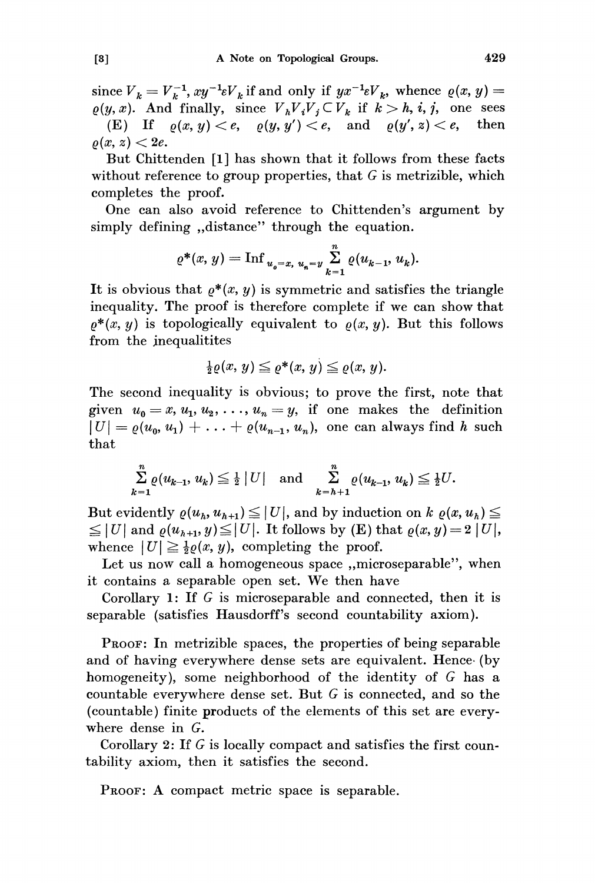since $V_k = V_k^{-1}$, $xy^{-1} \varepsilon V_k$ if and only if $yx^{-1} \varepsilon V_k$, whence $\varrho(x, y) = \varrho(y, x)$. And finally, since $V_h V_i V_j \subset V_k$ if $k > h, i, j$, one sees

(E) If $\varrho(x, y) < e$, $\varrho(y, y') < e$, and $\varrho(y', z) < e$, then $\varrho(x, z) < 2e$.

But Chittenden [1] has shown that it follows from these facts without reference to group properties, that $G$ is metrizible, which completes the proof.

One can also avoid reference to Chittenden's argument by simply defining „distance" through the equation.

$$\varrho^*(x, y) = \operatorname{Inf}_{u_0 = x,\, u_n = y} \sum_{k=1}^{n} \varrho(u_{k-1}, u_k).$$

It is obvious that $\varrho^*(x, y)$ is symmetric and satisfies the triangle inequality. The proof is therefore complete if we can show that $\varrho^*(x, y)$ is topologically equivalent to $\varrho(x, y)$. But this follows from the inequalitites

$$\tfrac{1}{2}\varrho(x, y) \leqq \varrho^*(x, y) \leqq \varrho(x, y).$$

The second inequality is obvious; to prove the first, note that given $u_0 = x, u_1, u_2, \ldots, u_n = y$, if one makes the definition $|U| = \varrho(u_0, u_1) + \ldots + \varrho(u_{n-1}, u_n)$, one can always find $h$ such that

$$\sum_{k=1}^{n} \varrho(u_{k-1}, u_k) \leqq \tfrac{1}{2}|U| \quad \text{and} \quad \sum_{k=h+1}^{n} \varrho(u_{k-1}, u_k) \leqq \tfrac{1}{2}U.$$

But evidently $\varrho(u_h, u_{h+1}) \leqq |U|$, and by induction on $k$ $\varrho(x, u_h) \leqq \leqq |U|$ and $\varrho(u_{h+1}, y) \leqq |U|$. It follows by (E) that $\varrho(x, y) = 2\,|U|$, whence $|U| \geqq \frac{1}{2}\varrho(x, y)$, completing the proof.

Let us now call a homogeneous space „microseparable", when it contains a separable open set. We then have

Corollary 1: If $G$ is microseparable and connected, then it is separable (satisfies Hausdorff's second countability axiom).

Proof: In metrizible spaces, the properties of being separable and of having everywhere dense sets are equivalent. Hence (by homogeneity), some neighborhood of the identity of $G$ has a countable everywhere dense set. But $G$ is connected, and so the (countable) finite products of the elements of this set are everywhere dense in $G$.

Corollary 2: If $G$ is locally compact and satisfies the first countability axiom, then it satisfies the second.

Proof: A compact metric space is separable.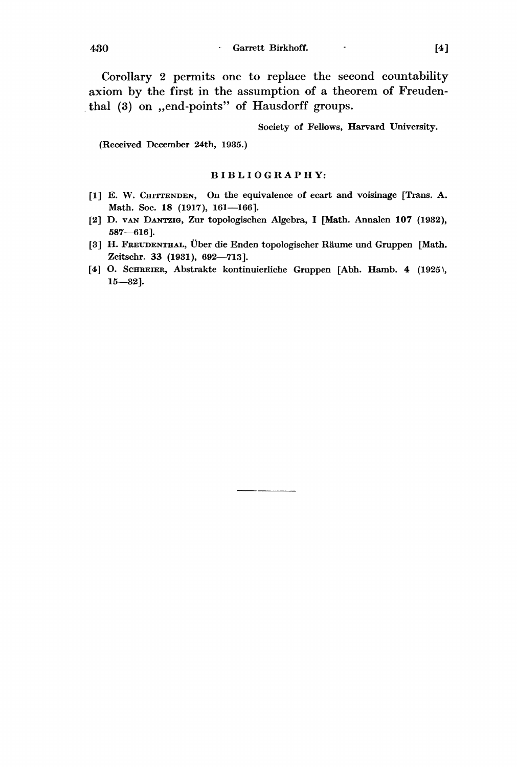Corollary 2 permits one to replace the second countability axiom by the first in the assumption of a theorem of Freudenthal (3) on „end-points" of Hausdorff groups.

Society of Fellows, Harvard University.

(Received December 24th, 1935.)

## BIBLIOGRAPHY:

[1] E. W. Chittenden, On the equivalence of ecart and voisinage [Trans. A. Math. Soc. **18** (1917), 161—166].

[2] D. van Dantzig, Zur topologischen Algebra, I [Math. Annalen **107** (1932), 587—616].

[3] H. Freudenthal, Über die Enden topologischer Räume und Gruppen [Math. Zeitschr. **33** (1931), 692—713].

[4] O. Schreier, Abstrakte kontinuierliche Gruppen [Abh. Hamb. **4** (1925), 15—32].